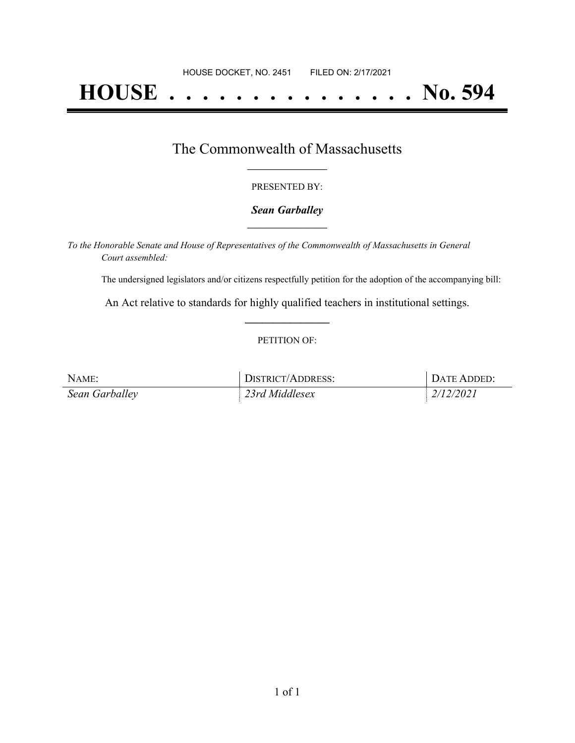HOUSE DOCKET, NO. 2451 FILED ON: 2/17/2021

# HOUSE . . . . . . . . . . . . . . . No. 594

## The Commonwealth of Massachusetts

PRESENTED BY:

***Sean Garballey***

*To the Honorable Senate and House of Representatives of the Commonwealth of Massachusetts in General Court assembled:*

The undersigned legislators and/or citizens respectfully petition for the adoption of the accompanying bill:

An Act relative to standards for highly qualified teachers in institutional settings.

PETITION OF:

| NAME: | DISTRICT/ADDRESS: | DATE ADDED: |
| --- | --- | --- |
| *Sean Garballey* | *23rd Middlesex* | *2/12/2021* |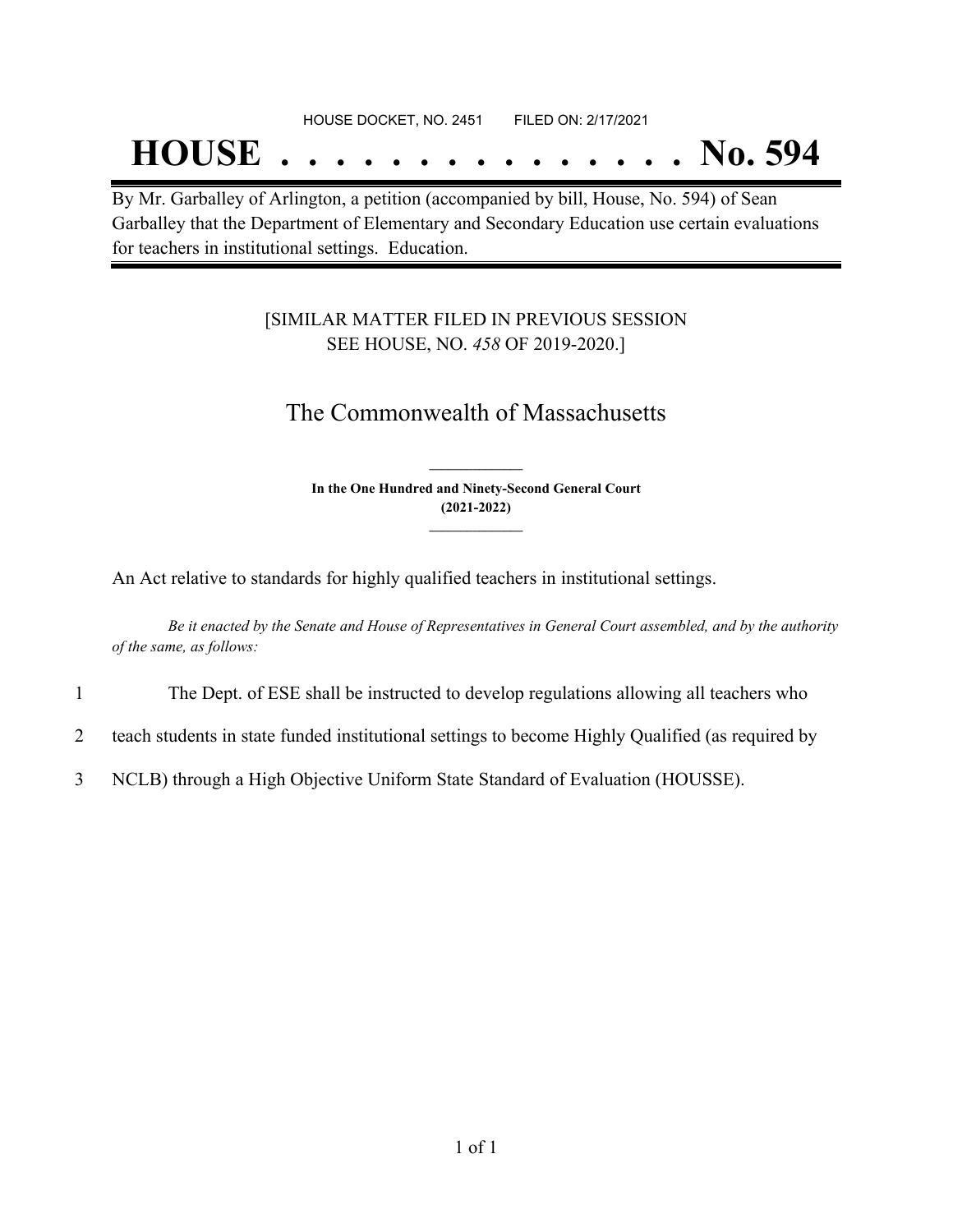HOUSE DOCKET, NO. 2451 FILED ON: 2/17/2021

# HOUSE . . . . . . . . . . . . . . . No. 594

By Mr. Garballey of Arlington, a petition (accompanied by bill, House, No. 594) of Sean Garballey that the Department of Elementary and Secondary Education use certain evaluations for teachers in institutional settings. Education.

[SIMILAR MATTER FILED IN PREVIOUS SESSION SEE HOUSE, NO. *458* OF 2019-2020.]

## The Commonwealth of Massachusetts

**In the One Hundred and Ninety-Second General Court (2021-2022)**

An Act relative to standards for highly qualified teachers in institutional settings.

*Be it enacted by the Senate and House of Representatives in General Court assembled, and by the authority of the same, as follows:*

1 The Dept. of ESE shall be instructed to develop regulations allowing all teachers who

2 teach students in state funded institutional settings to become Highly Qualified (as required by

3 NCLB) through a High Objective Uniform State Standard of Evaluation (HOUSSE).